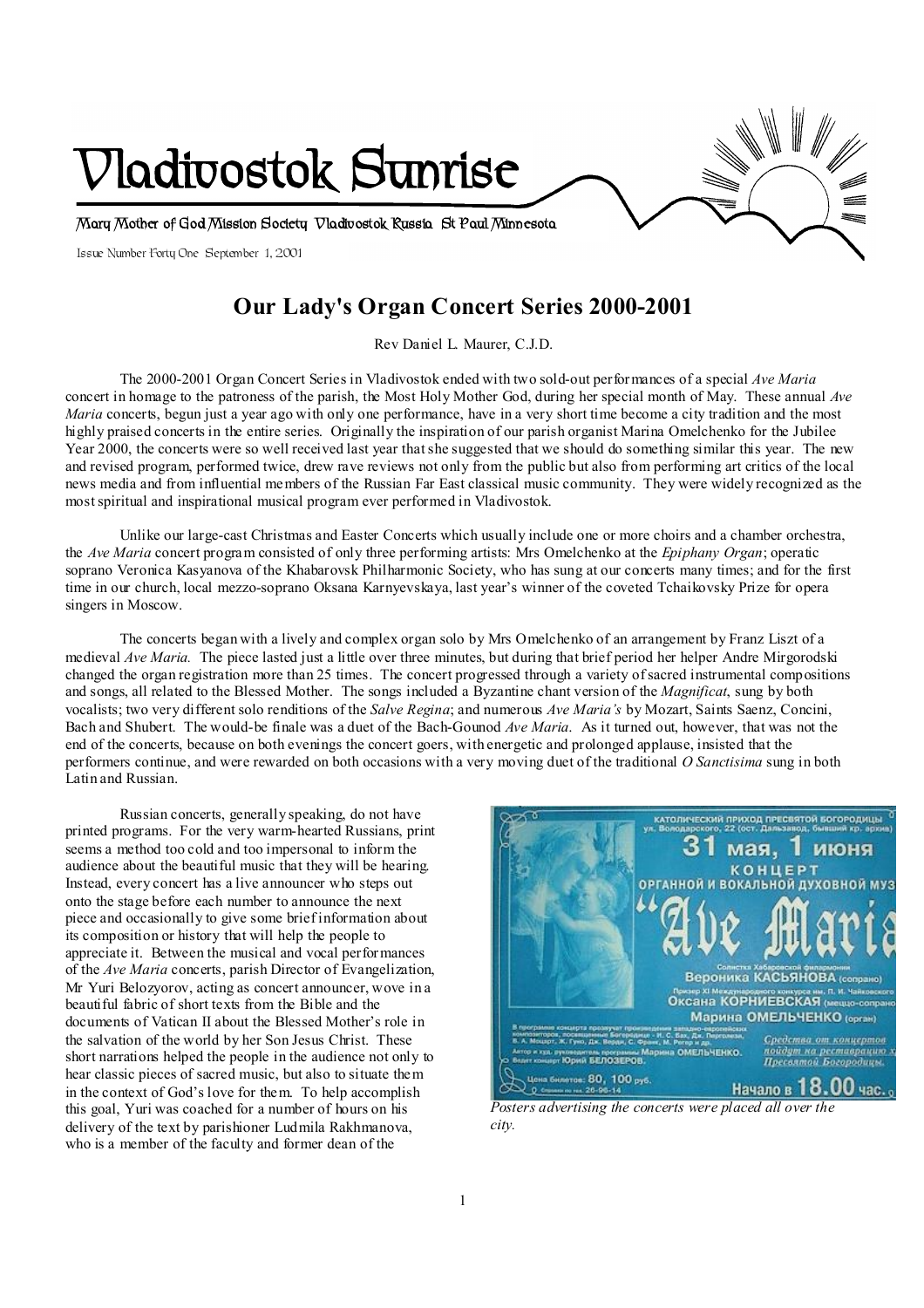# Vladivostok Sunrise

Mary Mother of God Mission Society Vladivostok Russia St Paul Minnesota

Issue Number Forty One September 1, 2001

## Our Lady's Organ Concert Series 2000-2001

Rev Daniel L. Maurer, C.J.D.

The 2000-2001 Organ Concert Series in Vladivostok ended with two sold-out performances of a special *Ave Maria* concert in homage to the patroness of the parish, the Most Holy Mother God, during her special month of May. These annual *Ave Maria* concerts, begun just a year ago with only one performance, have in a very short time become a city tradition and the most highly praised concerts in the entire series. Originally the inspiration of our parish organist Marina Omelchenko for the Jubilee Year 2000, the concerts were so well received last year that she suggested that we should do something similar this year. The new and revised program, performed twice, drew rave reviews not only from the public but also from performing art critics of the local news media and from influential members of the Russian Far East classical music community. They were widely recognized as the most spiritual and inspirational musical program ever performed in Vladivostok.

Unlike our large-cast Christmas and Easter Concerts which usually include one or more choirs and a chamber orchestra, the *Ave Maria* concert program consisted of only three performing artists: Mrs Omelchenko at the *Epiphany Organ*; operatic soprano Veronica Kasyanova of the Khabarovsk Philharmonic Society, who has sung at our concerts many times; and for the first time in our church, local mezzo-soprano Oksana Karnyevskaya, last year's winner of the coveted Tchaikovsky Prize for opera singers in Moscow.

The concerts began with a lively and complex organ solo by Mrs Omelchenko of an arrangement by Franz Liszt of a medieval *Ave Maria.* The piece lasted just a little over three minutes, but during that brief period her helper Andre Mirgorodski changed the organ registration more than 25 times. The concert progressed through a variety of sacred instrumental compositions and songs, all related to the Blessed Mother. The songs included a Byzantine chant version of the *Magnificat*, sung by both vocalists; two very different solo renditions of the *Salve Regina*; and numerous *Ave Maria's* by Mozart, Saints Saenz, Concini, Bach and Shubert. The would-be finale was a duet of the Bach-Gounod *Ave Maria*. As it turned out, however, that was not the end of the concerts, because on both evenings the concert goers, with energetic and prolonged applause, insisted that the performers continue, and were rewarded on both occasions with a very moving duet of the traditional *O Sanctisima* sung in both Latin and Russian.

Russian concerts, generally speaking, do not have printed programs. For the very warm-hearted Russians, print seems a method too cold and too impersonal to inform the audience about the beautiful music that they will be hearing. Instead, every concert has a live announcer who steps out onto the stage before each number to announce the next piece and occasionally to give some brief information about its composition or history that will help the people to appreciate it. Between the musical and vocal performances of the *Ave Maria* concerts, parish Director of Evangelization, Mr Yuri Belozyorov, acting as concert announcer, wove in a beautiful fabric of short texts from the Bible and the documents of Vatican II about the Blessed Mother's role in the salvation of the world by her Son Jesus Christ. These short narrations helped the people in the audience not only to hear classic pieces of sacred music, but also to situate them in the context of God's love for them. To help accomplish this goal, Yuri was coached for a number of hours on his delivery of the text by parishioner Ludmila Rakhmanova, who is a member of the faculty and former dean of the

*Posters advertising the concerts were placed all over the city.*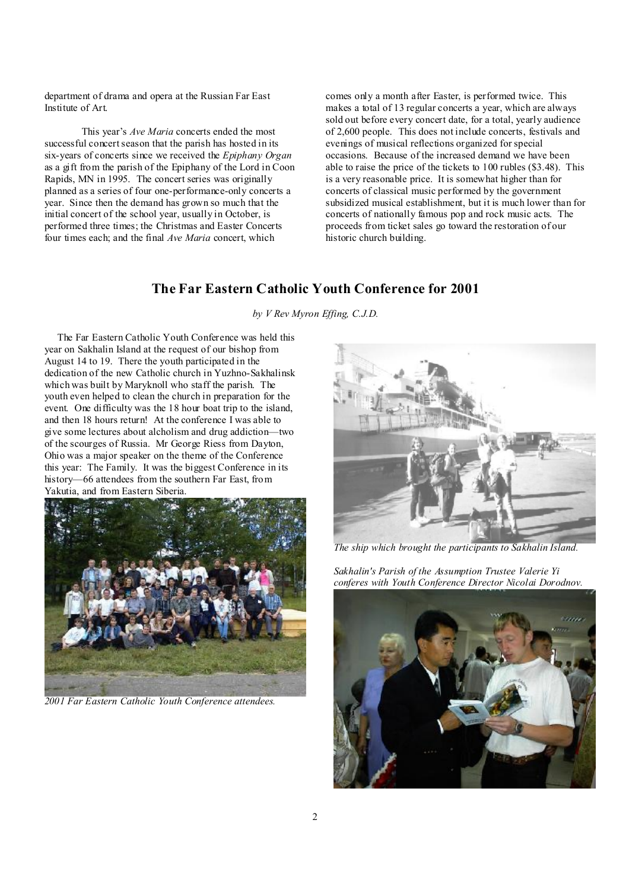department of drama and opera at the Russian Far East Institute of Art.

This year's *Ave Maria* concerts ended the most successful concert season that the parish has hosted in its six-years of concerts since we received the *Epiphany Organ* as a gift from the parish of the Epiphany of the Lord in Coon Rapids, MN in 1995. The concert series was originally planned as a series of four one-performance-only concerts a year. Since then the demand has grown so much that the initial concert of the school year, usually in October, is performed three times; the Christmas and Easter Concerts four times each; and the final *Ave Maria* concert, which comes only a month after Easter, is performed twice. This makes a total of 13 regular concerts a year, which are always sold out before every concert date, for a total, yearly audience of 2,600 people. This does not include concerts, festivals and evenings of musical reflections organized for special occasions. Because of the increased demand we have been able to raise the price of the tickets to 100 rubles ($3.48). This is a very reasonable price. It is somewhat higher than for concerts of classical music performed by the government subsidized musical establishment, but it is much lower than for concerts of nationally famous pop and rock music acts. The proceeds from ticket sales go toward the restoration of our historic church building.

## The Far Eastern Catholic Youth Conference for 2001

*by V Rev Myron Effing, C.J.D.*

The Far Eastern Catholic Youth Conference was held this year on Sakhalin Island at the request of our bishop from August 14 to 19. There the youth participated in the dedication of the new Catholic church in Yuzhno-Sakhalinsk which was built by Maryknoll who staff the parish. The youth even helped to clean the church in preparation for the event. One difficulty was the 18 hour boat trip to the island, and then 18 hours return! At the conference I was able to give some lectures about alcholism and drug addiction—two of the scourges of Russia. Mr George Riess from Dayton, Ohio was a major speaker on the theme of the Conference this year: The Family. It was the biggest Conference in its history—66 attendees from the southern Far East, from Yakutia, and from Eastern Siberia.

*2001 Far Eastern Catholic Youth Conference attendees.*

*The ship which brought the participants to Sakhalin Island.*

*Sakhalin's Parish of the Assumption Trustee Valerie Yi conferes with Youth Conference Director Nicolai Dorodnov.*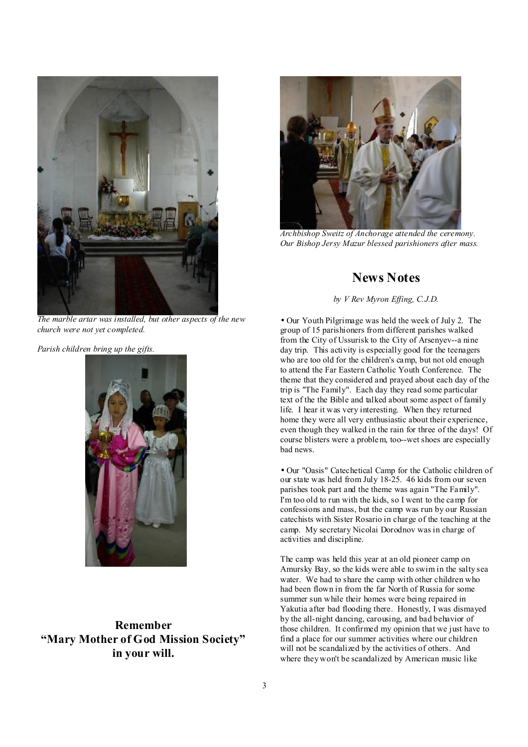*The marble artar was installed, but other aspects of the new church were not yet completed.*

*Parish children bring up the gifts.*

**Remember "Mary Mother of God Mission Society" in your will.**

*Archbishop Sweitz of Anchorage attended the ceremony. Our Bishop Jersy Mazur blessed parishioners after mass.*

## News Notes

*by V Rev Myron Effing, C.J.D.*

• Our Youth Pilgrimage was held the week of July 2. The group of 15 parishioners from different parishes walked from the City of Ussurisk to the City of Arsenyev--a nine day trip. This activity is especially good for the teenagers who are too old for the children's camp, but not old enough to attend the Far Eastern Catholic Youth Conference. The theme that they considered and prayed about each day of the trip is "The Family". Each day they read some particular text of the the Bible and talked about some aspect of family life. I hear it was very interesting. When they returned home they were all very enthusiastic about their experience, even though they walked in the rain for three of the days! Of course blisters were a problem, too--wet shoes are especially bad news.

• Our "Oasis" Catechetical Camp for the Catholic children of our state was held from July 18-25. 46 kids from our seven parishes took part and the theme was again "The Family". I'm too old to run with the kids, so I went to the camp for confessions and mass, but the camp was run by our Russian catechists with Sister Rosario in charge of the teaching at the camp. My secretary Nicolai Dorodnov was in charge of activities and discipline.

The camp was held this year at an old pioneer camp on Amursky Bay, so the kids were able to swim in the salty sea water. We had to share the camp with other children who had been flown in from the far North of Russia for some summer sun while their homes were being repaired in Yakutia after bad flooding there. Honestly, I was dismayed by the all-night dancing, carousing, and bad behavior of those children. It confirmed my opinion that we just have to find a place for our summer activities where our children will not be scandalized by the activities of others. And where they won't be scandalized by American music like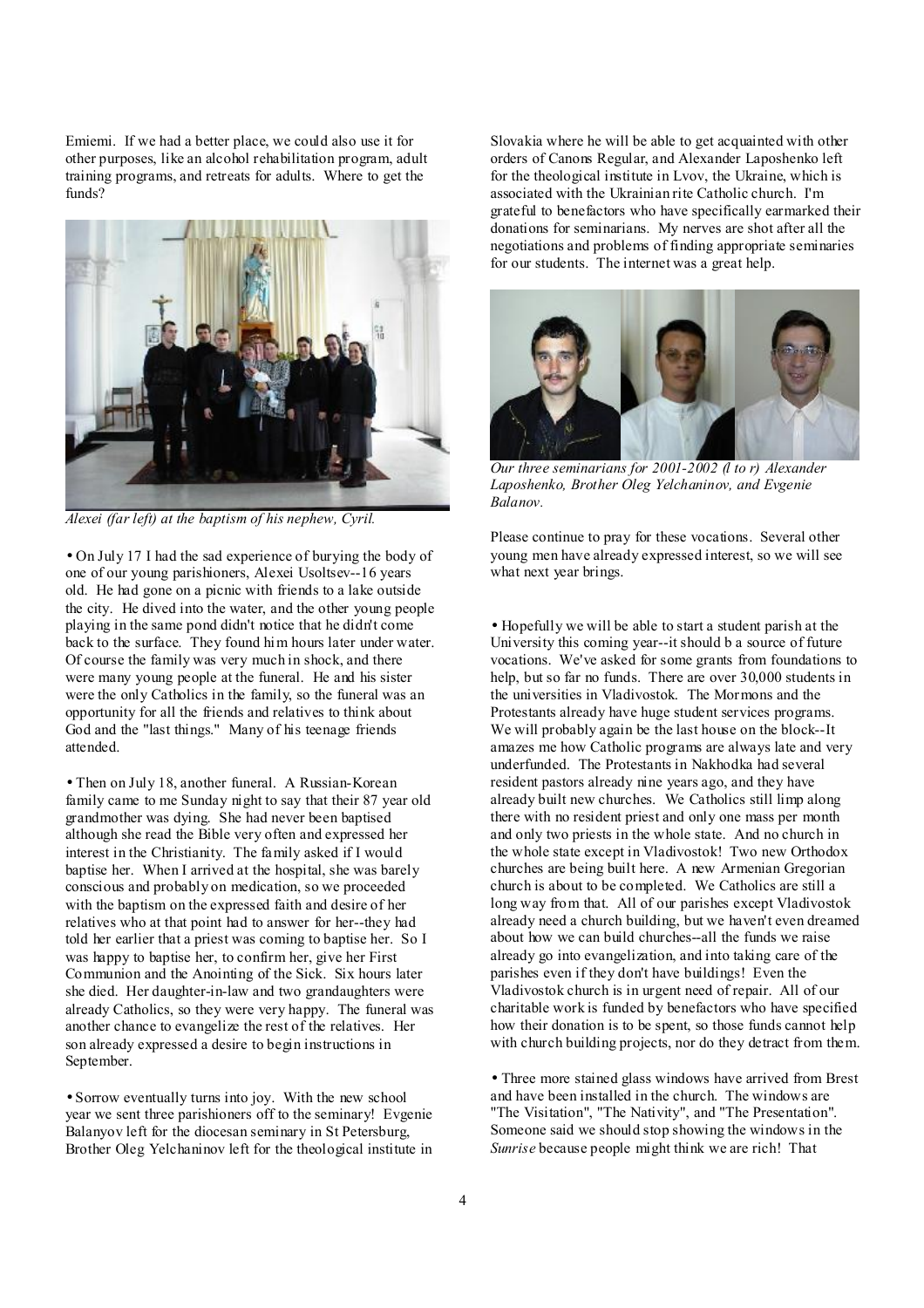Emiemi. If we had a better place, we could also use it for other purposes, like an alcohol rehabilitation program, adult training programs, and retreats for adults. Where to get the funds?

*Alexei (far left) at the baptism of his nephew, Cyril.*

• On July 17 I had the sad experience of burying the body of one of our young parishioners, Alexei Usoltsev--16 years old. He had gone on a picnic with friends to a lake outside the city. He dived into the water, and the other young people playing in the same pond didn't notice that he didn't come back to the surface. They found him hours later under water. Of course the family was very much in shock, and there were many young people at the funeral. He and his sister were the only Catholics in the family, so the funeral was an opportunity for all the friends and relatives to think about God and the "last things." Many of his teenage friends attended.

• Then on July 18, another funeral. A Russian-Korean family came to me Sunday night to say that their 87 year old grandmother was dying. She had never been baptised although she read the Bible very often and expressed her interest in the Christianity. The family asked if I would baptise her. When I arrived at the hospital, she was barely conscious and probably on medication, so we proceeded with the baptism on the expressed faith and desire of her relatives who at that point had to answer for her--they had told her earlier that a priest was coming to baptise her. So I was happy to baptise her, to confirm her, give her First Communion and the Anointing of the Sick. Six hours later she died. Her daughter-in-law and two granddaughters were already Catholics, so they were very happy. The funeral was another chance to evangelize the rest of the relatives. Her son already expressed a desire to begin instructions in September.

• Sorrow eventually turns into joy. With the new school year we sent three parishioners off to the seminary! Evgenie Balanyov left for the diocesan seminary in St Petersburg, Brother Oleg Yelchaninov left for the theological institute in Slovakia where he will be able to get acquainted with other orders of Canons Regular, and Alexander Laposhenko left for the theological institute in Lvov, the Ukraine, which is associated with the Ukrainian rite Catholic church. I'm grateful to benefactors who have specifically earmarked their donations for seminarians. My nerves are shot after all the negotiations and problems of finding appropriate seminaries for our students. The internet was a great help.

*Our three seminarians for 2001-2002 (l to r) Alexander Laposhenko, Brother Oleg Yelchaninov, and Evgenie Balanov.*

Please continue to pray for these vocations. Several other young men have already expressed interest, so we will see what next year brings.

• Hopefully we will be able to start a student parish at the University this coming year--it should b a source of future vocations. We've asked for some grants from foundations to help, but so far no funds. There are over 30,000 students in the universities in Vladivostok. The Mormons and the Protestants already have huge student services programs. We will probably again be the last house on the block--It amazes me how Catholic programs are always late and very underfunded. The Protestants in Nakhodka had several resident pastors already nine years ago, and they have already built new churches. We Catholics still limp along there with no resident priest and only one mass per month and only two priests in the whole state. And no church in the whole state except in Vladivostok! Two new Orthodox churches are being built here. A new Armenian Gregorian church is about to be completed. We Catholics are still a long way from that. All of our parishes except Vladivostok already need a church building, but we haven't even dreamed about how we can build churches--all the funds we raise already go into evangelization, and into taking care of the parishes even if they don't have buildings! Even the Vladivostok church is in urgent need of repair. All of our charitable work is funded by benefactors who have specified how their donation is to be spent, so those funds cannot help with church building projects, nor do they detract from them.

• Three more stained glass windows have arrived from Brest and have been installed in the church. The windows are "The Visitation", "The Nativity", and "The Presentation". Someone said we should stop showing the windows in the *Sunrise* because people might think we are rich! That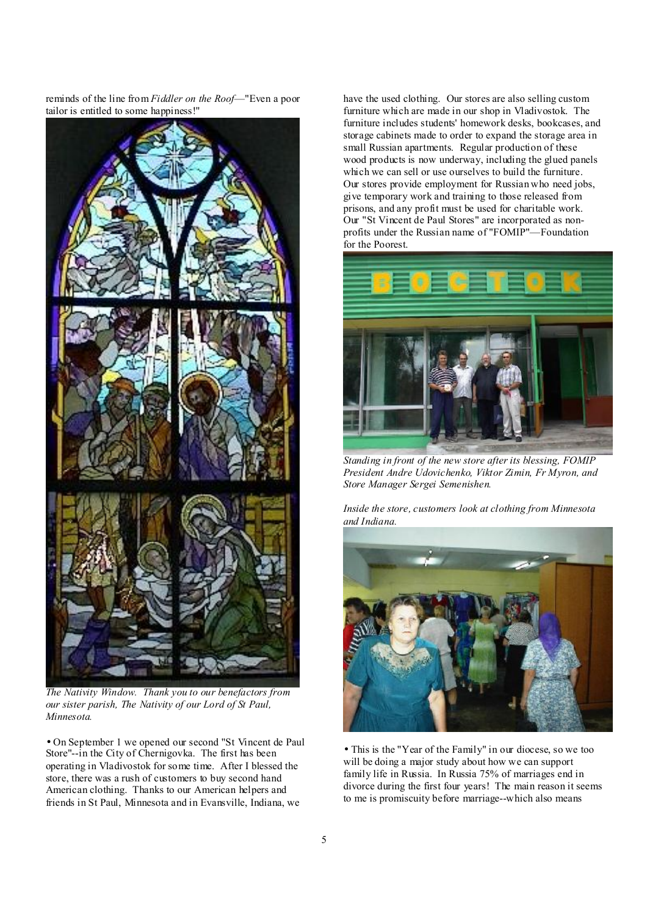reminds of the line from *Fiddler on the Roof*—"Even a poor tailor is entitled to some happiness!"

*The Nativity Window. Thank you to our benefactors from our sister parish, The Nativity of our Lord of St Paul, Minnesota.*

• On September 1 we opened our second "St Vincent de Paul Store"--in the City of Chernigovka. The first has been operating in Vladivostok for some time. After I blessed the store, there was a rush of customers to buy second hand American clothing. Thanks to our American helpers and friends in St Paul, Minnesota and in Evansville, Indiana, we have the used clothing. Our stores are also selling custom furniture which are made in our shop in Vladivostok. The furniture includes students' homework desks, bookcases, and storage cabinets made to order to expand the storage area in small Russian apartments. Regular production of these wood products is now underway, including the glued panels which we can sell or use ourselves to build the furniture. Our stores provide employment for Russian who need jobs, give temporary work and training to those released from prisons, and any profit must be used for charitable work. Our "St Vincent de Paul Stores" are incorporated as non-profits under the Russian name of "FOMIP"—Foundation for the Poorest.

*Standing in front of the new store after its blessing, FOMIP President Andre Udovichenko, Viktor Zimin, Fr Myron, and Store Manager Sergei Semenishen.*

*Inside the store, customers look at clothing from Minnesota and Indiana.*

• This is the "Year of the Family" in our diocese, so we too will be doing a major study about how we can support family life in Russia. In Russia 75% of marriages end in divorce during the first four years! The main reason it seems to me is promiscuity before marriage--which also means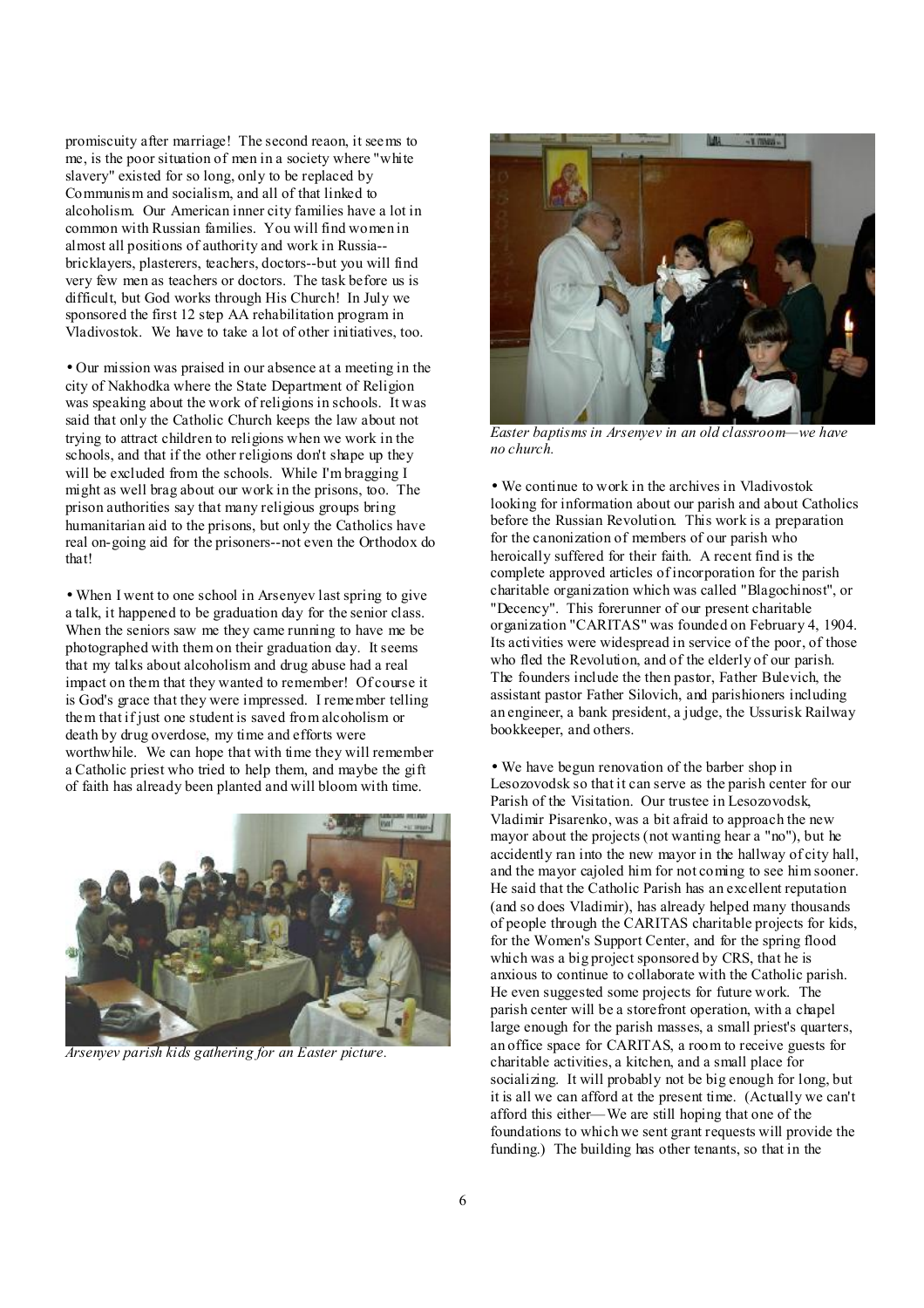promiscuity after marriage! The second reaon, it seems to me, is the poor situation of men in a society where "white slavery" existed for so long, only to be replaced by Communism and socialism, and all of that linked to alcoholism. Our American inner city families have a lot in common with Russian families. You will find women in almost all positions of authority and work in Russia--bricklayers, plasterers, teachers, doctors--but you will find very few men as teachers or doctors. The task before us is difficult, but God works through His Church! In July we sponsored the first 12 step AA rehabilitation program in Vladivostok. We have to take a lot of other initiatives, too.

• Our mission was praised in our absence at a meeting in the city of Nakhodka where the State Department of Religion was speaking about the work of religions in schools. It was said that only the Catholic Church keeps the law about not trying to attract children to religions when we work in the schools, and that if the other religions don't shape up they will be excluded from the schools. While I'm bragging I might as well brag about our work in the prisons, too. The prison authorities say that many religious groups bring humanitarian aid to the prisons, but only the Catholics have real on-going aid for the prisoners--not even the Orthodox do that!

• When I went to one school in Arsenyev last spring to give a talk, it happened to be graduation day for the senior class. When the seniors saw me they came running to have me be photographed with them on their graduation day. It seems that my talks about alcoholism and drug abuse had a real impact on them that they wanted to remember! Of course it is God's grace that they were impressed. I remember telling them that if just one student is saved from alcoholism or death by drug overdose, my time and efforts were worthwhile. We can hope that with time they will remember a Catholic priest who tried to help them, and maybe the gift of faith has already been planted and will bloom with time.

*Arsenyev parish kids gathering for an Easter picture.*

*Easter baptisms in Arsenyev in an old classroom—we have no church.*

• We continue to work in the archives in Vladivostok looking for information about our parish and about Catholics before the Russian Revolution. This work is a preparation for the canonization of members of our parish who heroically suffered for their faith. A recent find is the complete approved articles of incorporation for the parish charitable organization which was called "Blagochinost", or "Decency". This forerunner of our present charitable organization "CARITAS" was founded on February 4, 1904. Its activities were widespread in service of the poor, of those who fled the Revolution, and of the elderly of our parish. The founders include the then pastor, Father Bulevich, the assistant pastor Father Silovich, and parishioners including an engineer, a bank president, a judge, the Ussurisk Railway bookkeeper, and others.

• We have begun renovation of the barber shop in Lesozovodsk so that it can serve as the parish center for our Parish of the Visitation. Our trustee in Lesozovodsk, Vladimir Pisarenko, was a bit afraid to approach the new mayor about the projects (not wanting hear a "no"), but he accidently ran into the new mayor in the hallway of city hall, and the mayor cajoled him for not coming to see him sooner. He said that the Catholic Parish has an excellent reputation (and so does Vladimir), has already helped many thousands of people through the CARITAS charitable projects for kids, for the Women's Support Center, and for the spring flood which was a big project sponsored by CRS, that he is anxious to continue to collaborate with the Catholic parish. He even suggested some projects for future work. The parish center will be a storefront operation, with a chapel large enough for the parish masses, a small priest's quarters, an office space for CARITAS, a room to receive guests for charitable activities, a kitchen, and a small place for socializing. It will probably not be big enough for long, but it is all we can afford at the present time. (Actually we can't afford this either—We are still hoping that one of the foundations to which we sent grant requests will provide the funding.) The building has other tenants, so that in the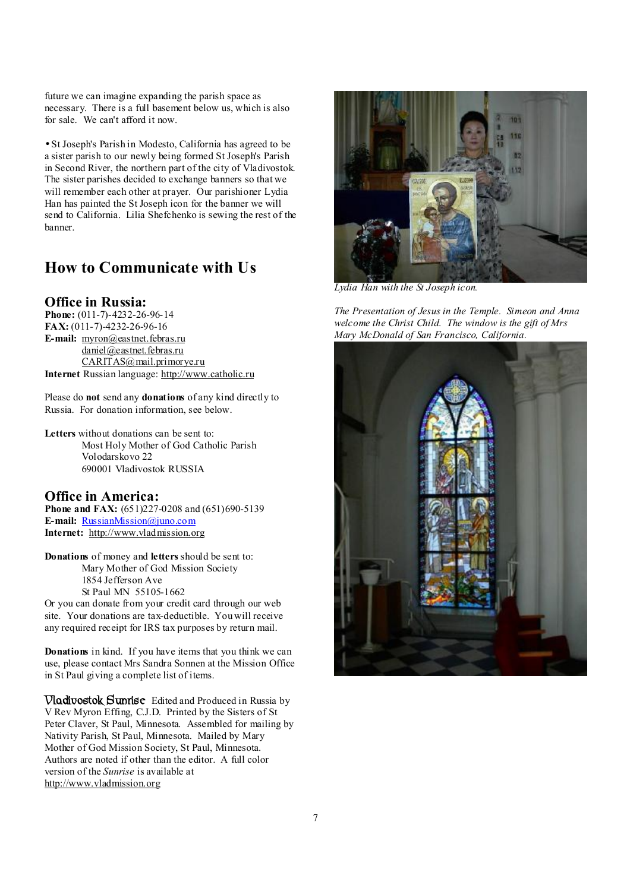future we can imagine expanding the parish space as necessary. There is a full basement below us, which is also for sale. We can't afford it now.

• St Joseph's Parish in Modesto, California has agreed to be a sister parish to our newly being formed St Joseph's Parish in Second River, the northern part of the city of Vladivostok. The sister parishes decided to exchange banners so that we will remember each other at prayer. Our parishioner Lydia Han has painted the St Joseph icon for the banner we will send to California. Lilia Shefchenko is sewing the rest of the banner.

## How to Communicate with Us

### Office in Russia:

**Phone:** (011-7)-4232-26-96-14
**FAX:** (011-7)-4232-26-96-16
**E-mail:** myron@eastnet.febras.ru
daniel@eastnet.febras.ru
CARITAS@mail.primorye.ru
**Internet** Russian language: http://www.catholic.ru

Please do **not** send any **donations** of any kind directly to Russia. For donation information, see below.

**Letters** without donations can be sent to:
Most Holy Mother of God Catholic Parish
Volodarskovo 22
690001 Vladivostok RUSSIA

### Office in America:

**Phone and FAX:** (651)227-0208 and (651)690-5139
**E-mail:** RussianMission@juno.com
**Internet:** http://www.vladmission.org

**Donations** of money and **letters** should be sent to:
Mary Mother of God Mission Society
1854 Jefferson Ave
St Paul MN 55105-1662

Or you can donate from your credit card through our web site. Your donations are tax-deductible. You will receive any required receipt for IRS tax purposes by return mail.

**Donations** in kind. If you have items that you think we can use, please contact Mrs Sandra Sonnen at the Mission Office in St Paul giving a complete list of items.

**Vladivostok Sunrise** Edited and Produced in Russia by V Rev Myron Effing, C.J.D. Printed by the Sisters of St Peter Claver, St Paul, Minnesota. Assembled for mailing by Nativity Parish, St Paul, Minnesota. Mailed by Mary Mother of God Mission Society, St Paul, Minnesota. Authors are noted if other than the editor. A full color version of the *Sunrise* is available at http://www.vladmission.org

*Lydia Han with the St Joseph icon.*

*The Presentation of Jesus in the Temple. Simeon and Anna welcome the Christ Child. The window is the gift of Mrs Mary McDonald of San Francisco, California.*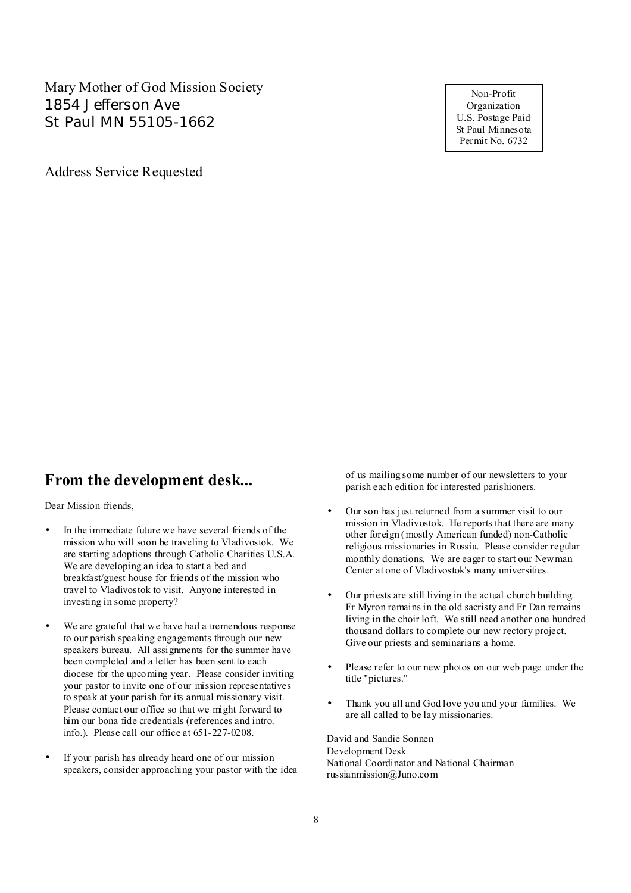Mary Mother of God Mission Society
1854 Jefferson Ave
St Paul MN 55105-1662

Address Service Requested

Non-Profit
Organization
U.S. Postage Paid
St Paul Minnesota
Permit No. 6732

## From the development desk...

Dear Mission friends,

- In the immediate future we have several friends of the mission who will soon be traveling to Vladivostok. We are starting adoptions through Catholic Charities U.S.A. We are developing an idea to start a bed and breakfast/guest house for friends of the mission who travel to Vladivostok to visit. Anyone interested in investing in some property?

- We are grateful that we have had a tremendous response to our parish speaking engagements through our new speakers bureau. All assignments for the summer have been completed and a letter has been sent to each diocese for the upcoming year. Please consider inviting your pastor to invite one of our mission representatives to speak at your parish for its annual missionary visit. Please contact our office so that we might forward to him our bona fide credentials (references and intro. info.). Please call our office at 651-227-0208.

- If your parish has already heard one of our mission speakers, consider approaching your pastor with the idea of us mailing some number of our newsletters to your parish each edition for interested parishioners.

- Our son has just returned from a summer visit to our mission in Vladivostok. He reports that there are many other foreign (mostly American funded) non-Catholic religious missionaries in Russia. Please consider regular monthly donations. We are eager to start our Newman Center at one of Vladivostok's many universities.

- Our priests are still living in the actual church building. Fr Myron remains in the old sacristy and Fr Dan remains living in the choir loft. We still need another one hundred thousand dollars to complete our new rectory project. Give our priests and seminarians a home.

- Please refer to our new photos on our web page under the title "pictures."

- Thank you all and God love you and your families. We are all called to be lay missionaries.

David and Sandie Sonnen
Development Desk
National Coordinator and National Chairman
russianmission@Juno.com